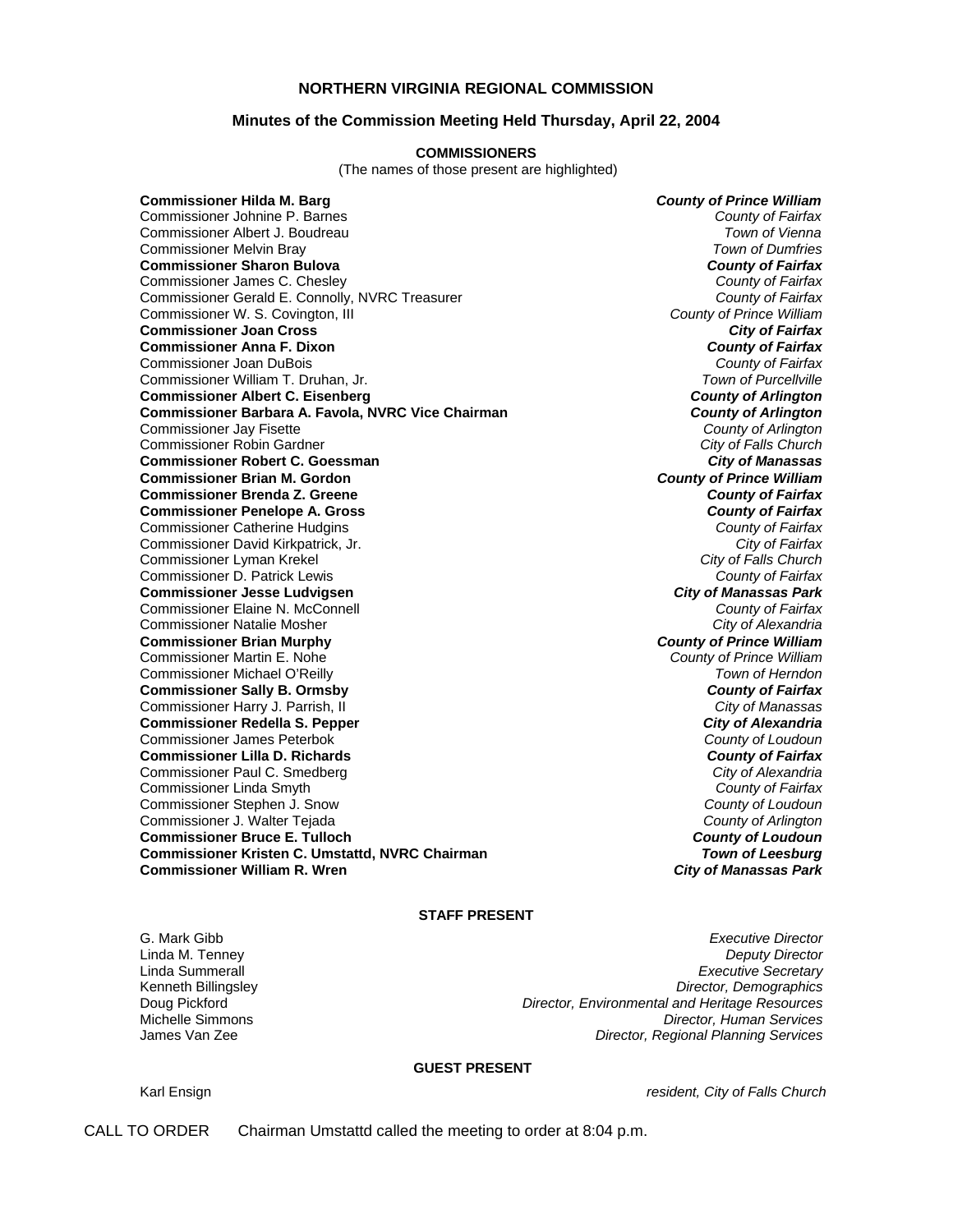# NORTHERN VIRGINIA REGIONAL COMMISSION

## Minutes of the Commission Meeting Held Thursday, April 22, 2004

### COMMISSIONERS

(The names of those present are highlighted)

| | |
|---|---|
| **Commissioner Hilda M. Barg** | ***County of Prince William*** |
| Commissioner Johnine P. Barnes | *County of Fairfax* |
| Commissioner Albert J. Boudreau | *Town of Vienna* |
| Commissioner Melvin Bray | *Town of Dumfries* |
| **Commissioner Sharon Bulova** | ***County of Fairfax*** |
| Commissioner James C. Chesley | *County of Fairfax* |
| Commissioner Gerald E. Connolly, NVRC Treasurer | *County of Fairfax* |
| Commissioner W. S. Covington, III | *County of Prince William* |
| **Commissioner Joan Cross** | ***City of Fairfax*** |
| **Commissioner Anna F. Dixon** | ***County of Fairfax*** |
| Commissioner Joan DuBois | *County of Fairfax* |
| Commissioner William T. Druhan, Jr. | *Town of Purcellville* |
| **Commissioner Albert C. Eisenberg** | ***County of Arlington*** |
| **Commissioner Barbara A. Favola, NVRC Vice Chairman** | ***County of Arlington*** |
| Commissioner Jay Fisette | *County of Arlington* |
| Commissioner Robin Gardner | *City of Falls Church* |
| **Commissioner Robert C. Goessman** | ***City of Manassas*** |
| **Commissioner Brian M. Gordon** | ***County of Prince William*** |
| **Commissioner Brenda Z. Greene** | ***County of Fairfax*** |
| **Commissioner Penelope A. Gross** | ***County of Fairfax*** |
| Commissioner Catherine Hudgins | *County of Fairfax* |
| Commissioner David Kirkpatrick, Jr. | *City of Fairfax* |
| Commissioner Lyman Krekel | *City of Falls Church* |
| Commissioner D. Patrick Lewis | *County of Fairfax* |
| **Commissioner Jesse Ludvigsen** | ***City of Manassas Park*** |
| Commissioner Elaine N. McConnell | *County of Fairfax* |
| Commissioner Natalie Mosher | *City of Alexandria* |
| **Commissioner Brian Murphy** | ***County of Prince William*** |
| Commissioner Martin E. Nohe | *County of Prince William* |
| Commissioner Michael O'Reilly | *Town of Herndon* |
| **Commissioner Sally B. Ormsby** | ***County of Fairfax*** |
| Commissioner Harry J. Parrish, II | *City of Manassas* |
| **Commissioner Redella S. Pepper** | ***City of Alexandria*** |
| Commissioner James Peterbok | *County of Loudoun* |
| **Commissioner Lilla D. Richards** | ***County of Fairfax*** |
| Commissioner Paul C. Smedberg | *City of Alexandria* |
| Commissioner Linda Smyth | *County of Fairfax* |
| Commissioner Stephen J. Snow | *County of Loudoun* |
| Commissioner J. Walter Tejada | *County of Arlington* |
| **Commissioner Bruce E. Tulloch** | ***County of Loudoun*** |
| **Commissioner Kristen C. Umstattd, NVRC Chairman** | ***Town of Leesburg*** |
| **Commissioner William R. Wren** | ***City of Manassas Park*** |

### STAFF PRESENT

| | |
|---|---|
| G. Mark Gibb | *Executive Director* |
| Linda M. Tenney | *Deputy Director* |
| Linda Summerall | *Executive Secretary* |
| Kenneth Billingsley | *Director, Demographics* |
| Doug Pickford | *Director, Environmental and Heritage Resources* |
| Michelle Simmons | *Director, Human Services* |
| James Van Zee | *Director, Regional Planning Services* |

### GUEST PRESENT

| | |
|---|---|
| Karl Ensign | *resident, City of Falls Church* |

CALL TO ORDER Chairman Umstattd called the meeting to order at 8:04 p.m.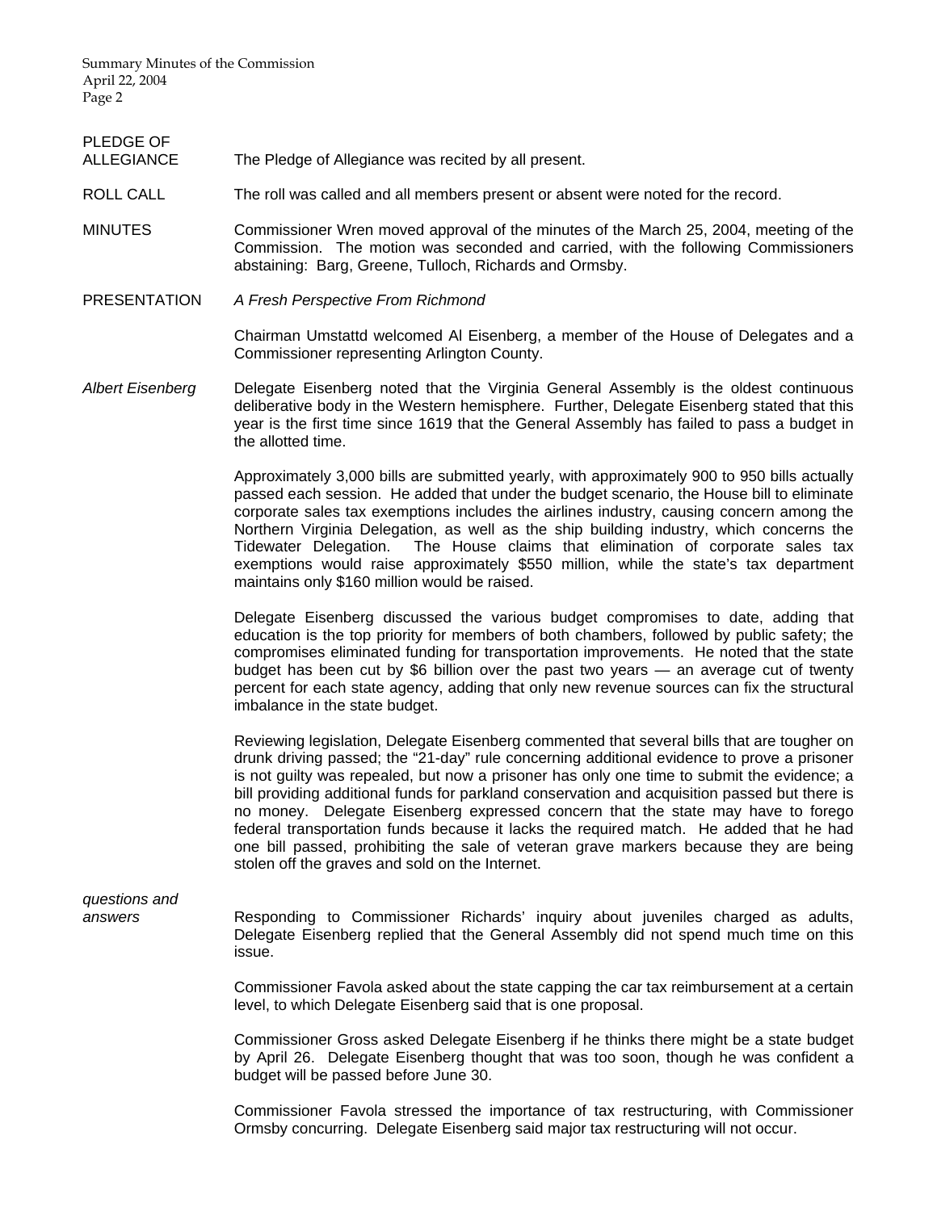**PLEDGE OF ALLEGIANCE**

The Pledge of Allegiance was recited by all present.

**ROLL CALL**

The roll was called and all members present or absent were noted for the record.

**MINUTES**

Commissioner Wren moved approval of the minutes of the March 25, 2004, meeting of the Commission. The motion was seconded and carried, with the following Commissioners abstaining: Barg, Greene, Tulloch, Richards and Ormsby.

**PRESENTATION**

*A Fresh Perspective From Richmond*

Chairman Umstattd welcomed Al Eisenberg, a member of the House of Delegates and a Commissioner representing Arlington County.

*Albert Eisenberg*

Delegate Eisenberg noted that the Virginia General Assembly is the oldest continuous deliberative body in the Western hemisphere. Further, Delegate Eisenberg stated that this year is the first time since 1619 that the General Assembly has failed to pass a budget in the allotted time.

Approximately 3,000 bills are submitted yearly, with approximately 900 to 950 bills actually passed each session. He added that under the budget scenario, the House bill to eliminate corporate sales tax exemptions includes the airlines industry, causing concern among the Northern Virginia Delegation, as well as the ship building industry, which concerns the Tidewater Delegation. The House claims that elimination of corporate sales tax exemptions would raise approximately $550 million, while the state's tax department maintains only $160 million would be raised.

Delegate Eisenberg discussed the various budget compromises to date, adding that education is the top priority for members of both chambers, followed by public safety; the compromises eliminated funding for transportation improvements. He noted that the state budget has been cut by $6 billion over the past two years — an average cut of twenty percent for each state agency, adding that only new revenue sources can fix the structural imbalance in the state budget.

Reviewing legislation, Delegate Eisenberg commented that several bills that are tougher on drunk driving passed; the "21-day" rule concerning additional evidence to prove a prisoner is not guilty was repealed, but now a prisoner has only one time to submit the evidence; a bill providing additional funds for parkland conservation and acquisition passed but there is no money. Delegate Eisenberg expressed concern that the state may have to forego federal transportation funds because it lacks the required match. He added that he had one bill passed, prohibiting the sale of veteran grave markers because they are being stolen off the graves and sold on the Internet.

*questions and answers*

Responding to Commissioner Richards' inquiry about juveniles charged as adults, Delegate Eisenberg replied that the General Assembly did not spend much time on this issue.

Commissioner Favola asked about the state capping the car tax reimbursement at a certain level, to which Delegate Eisenberg said that is one proposal.

Commissioner Gross asked Delegate Eisenberg if he thinks there might be a state budget by April 26. Delegate Eisenberg thought that was too soon, though he was confident a budget will be passed before June 30.

Commissioner Favola stressed the importance of tax restructuring, with Commissioner Ormsby concurring. Delegate Eisenberg said major tax restructuring will not occur.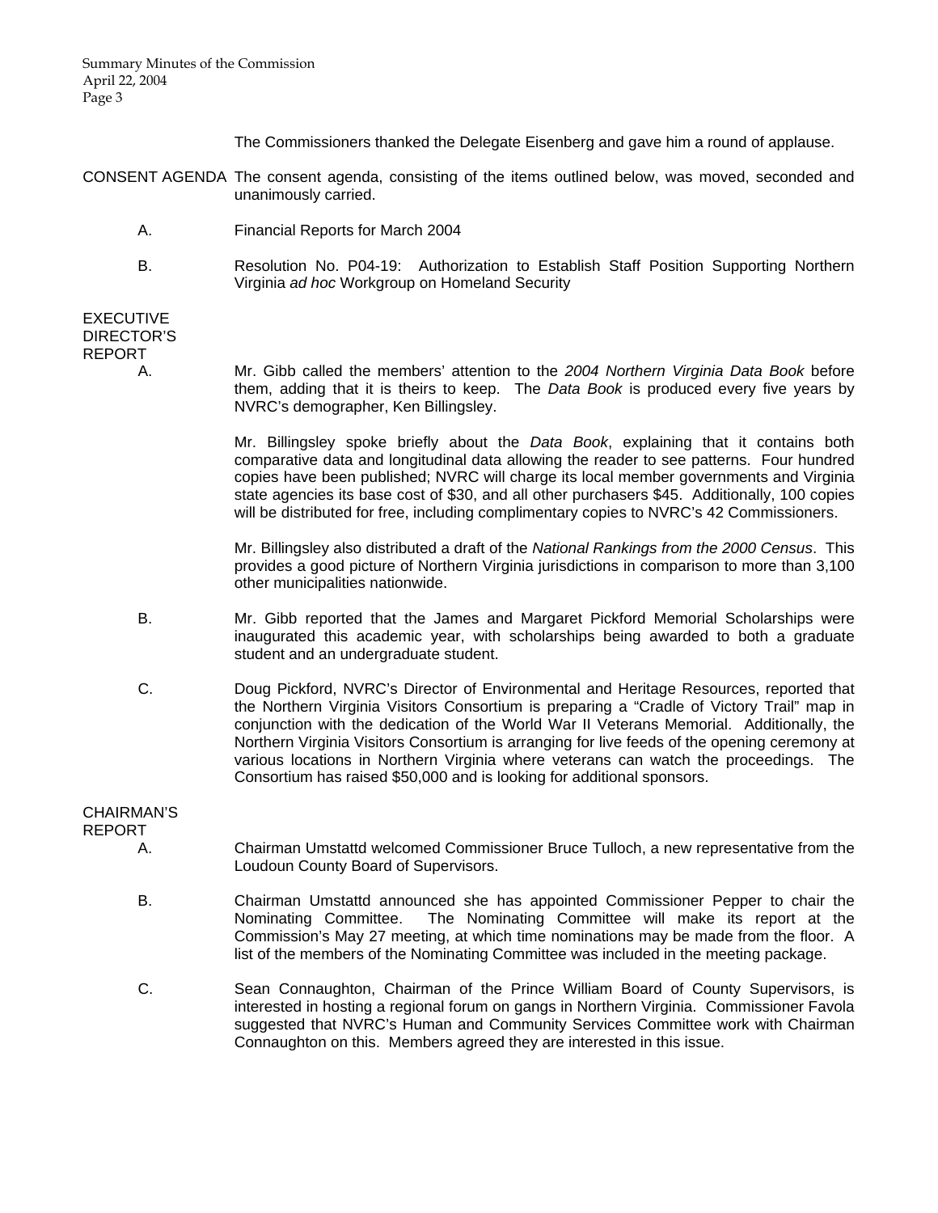The Commissioners thanked the Delegate Eisenberg and gave him a round of applause.

**CONSENT AGENDA** The consent agenda, consisting of the items outlined below, was moved, seconded and unanimously carried.

A. Financial Reports for March 2004

B. Resolution No. P04-19: Authorization to Establish Staff Position Supporting Northern Virginia *ad hoc* Workgroup on Homeland Security

**EXECUTIVE DIRECTOR'S REPORT**

A. Mr. Gibb called the members' attention to the *2004 Northern Virginia Data Book* before them, adding that it is theirs to keep. The *Data Book* is produced every five years by NVRC's demographer, Ken Billingsley.

Mr. Billingsley spoke briefly about the *Data Book*, explaining that it contains both comparative data and longitudinal data allowing the reader to see patterns. Four hundred copies have been published; NVRC will charge its local member governments and Virginia state agencies its base cost of $30, and all other purchasers $45. Additionally, 100 copies will be distributed for free, including complimentary copies to NVRC's 42 Commissioners.

Mr. Billingsley also distributed a draft of the *National Rankings from the 2000 Census*. This provides a good picture of Northern Virginia jurisdictions in comparison to more than 3,100 other municipalities nationwide.

B. Mr. Gibb reported that the James and Margaret Pickford Memorial Scholarships were inaugurated this academic year, with scholarships being awarded to both a graduate student and an undergraduate student.

C. Doug Pickford, NVRC's Director of Environmental and Heritage Resources, reported that the Northern Virginia Visitors Consortium is preparing a "Cradle of Victory Trail" map in conjunction with the dedication of the World War II Veterans Memorial. Additionally, the Northern Virginia Visitors Consortium is arranging for live feeds of the opening ceremony at various locations in Northern Virginia where veterans can watch the proceedings. The Consortium has raised $50,000 and is looking for additional sponsors.

**CHAIRMAN'S REPORT**

A. Chairman Umstattd welcomed Commissioner Bruce Tulloch, a new representative from the Loudoun County Board of Supervisors.

B. Chairman Umstattd announced she has appointed Commissioner Pepper to chair the Nominating Committee. The Nominating Committee will make its report at the Commission's May 27 meeting, at which time nominations may be made from the floor. A list of the members of the Nominating Committee was included in the meeting package.

C. Sean Connaughton, Chairman of the Prince William Board of County Supervisors, is interested in hosting a regional forum on gangs in Northern Virginia. Commissioner Favola suggested that NVRC's Human and Community Services Committee work with Chairman Connaughton on this. Members agreed they are interested in this issue.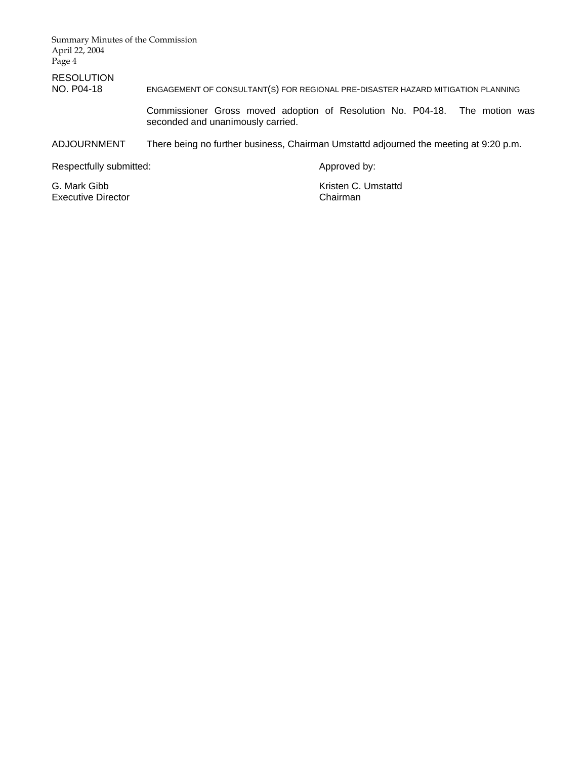RESOLUTION NO. P04-18 ENGAGEMENT OF CONSULTANT(S) FOR REGIONAL PRE-DISASTER HAZARD MITIGATION PLANNING

Commissioner Gross moved adoption of Resolution No. P04-18. The motion was seconded and unanimously carried.

ADJOURNMENT There being no further business, Chairman Umstattd adjourned the meeting at 9:20 p.m.

| | |
|---|---|
| Respectfully submitted: | Approved by: |
| G. Mark Gibb<br>Executive Director | Kristen C. Umstattd<br>Chairman |